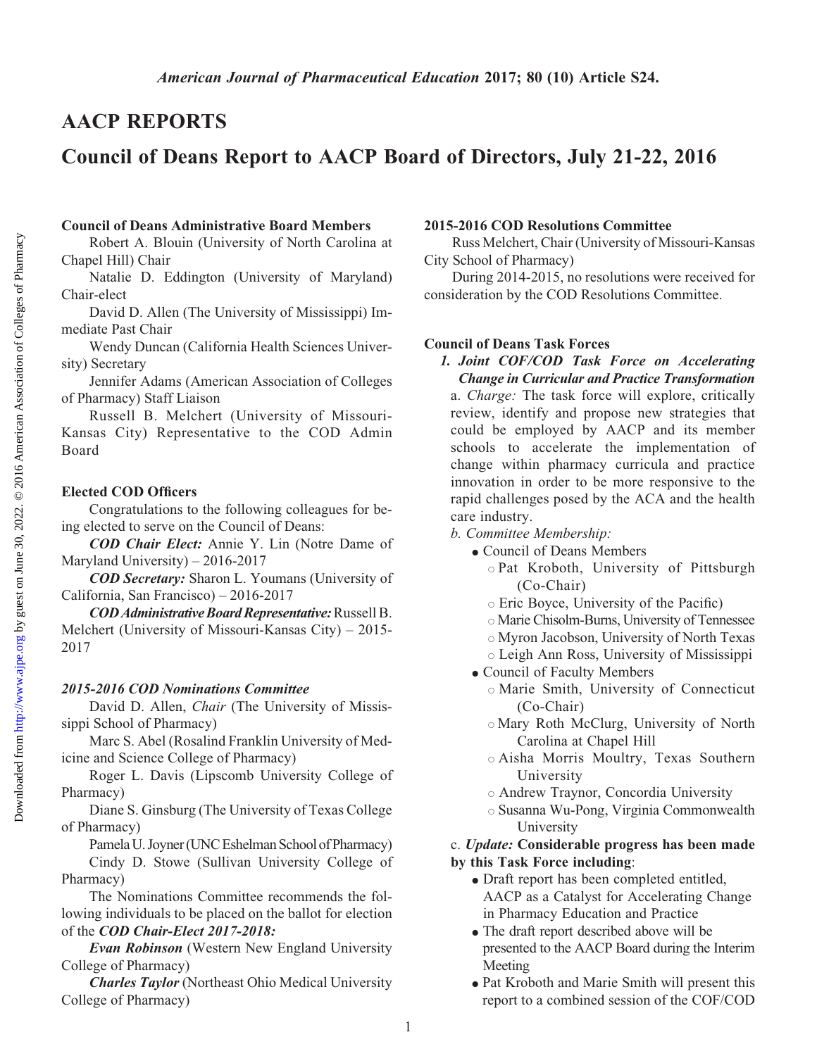# AACP REPORTS

## Council of Deans Report to AACP Board of Directors, July 21-22, 2016

**Council of Deans Administrative Board Members**

Robert A. Blouin (University of North Carolina at Chapel Hill) Chair

Natalie D. Eddington (University of Maryland) Chair-elect

David D. Allen (The University of Mississippi) Immediate Past Chair

Wendy Duncan (California Health Sciences University) Secretary

Jennifer Adams (American Association of Colleges of Pharmacy) Staff Liaison

Russell B. Melchert (University of Missouri-Kansas City) Representative to the COD Admin Board

**Elected COD Officers**

Congratulations to the following colleagues for being elected to serve on the Council of Deans:

***COD Chair Elect:*** Annie Y. Lin (Notre Dame of Maryland University) – 2016-2017

***COD Secretary:*** Sharon L. Youmans (University of California, San Francisco) – 2016-2017

***COD Administrative Board Representative:*** Russell B. Melchert (University of Missouri-Kansas City) – 2015-2017

***2015-2016 COD Nominations Committee***

David D. Allen, *Chair* (The University of Mississippi School of Pharmacy)

Marc S. Abel (Rosalind Franklin University of Medicine and Science College of Pharmacy)

Roger L. Davis (Lipscomb University College of Pharmacy)

Diane S. Ginsburg (The University of Texas College of Pharmacy)

Pamela U. Joyner (UNC Eshelman School of Pharmacy)

Cindy D. Stowe (Sullivan University College of Pharmacy)

The Nominations Committee recommends the following individuals to be placed on the ballot for election of the ***COD Chair-Elect 2017-2018:***

***Evan Robinson*** (Western New England University College of Pharmacy)

***Charles Taylor*** (Northeast Ohio Medical University College of Pharmacy)

**2015-2016 COD Resolutions Committee**

Russ Melchert, Chair (University of Missouri-Kansas City School of Pharmacy)

During 2014-2015, no resolutions were received for consideration by the COD Resolutions Committee.

**Council of Deans Task Forces**

1. ***Joint COF/COD Task Force on Accelerating Change in Curricular and Practice Transformation***

   a. *Charge:* The task force will explore, critically review, identify and propose new strategies that could be employed by AACP and its member schools to accelerate the implementation of change within pharmacy curricula and practice innovation in order to be more responsive to the rapid challenges posed by the ACA and the health care industry.

   b. *Committee Membership:*

   - Council of Deans Members
     - Pat Kroboth, University of Pittsburgh (Co-Chair)
     - Eric Boyce, University of the Pacific)
     - Marie Chisolm-Burns, University of Tennessee
     - Myron Jacobson, University of North Texas
     - Leigh Ann Ross, University of Mississippi
   - Council of Faculty Members
     - Marie Smith, University of Connecticut (Co-Chair)
     - Mary Roth McClurg, University of North Carolina at Chapel Hill
     - Aisha Morris Moultry, Texas Southern University
     - Andrew Traynor, Concordia University
     - Susanna Wu-Pong, Virginia Commonwealth University

   c. ***Update:* Considerable progress has been made by this Task Force including**:

   - Draft report has been completed entitled, AACP as a Catalyst for Accelerating Change in Pharmacy Education and Practice
   - The draft report described above will be presented to the AACP Board during the Interim Meeting
   - Pat Kroboth and Marie Smith will present this report to a combined session of the COF/COD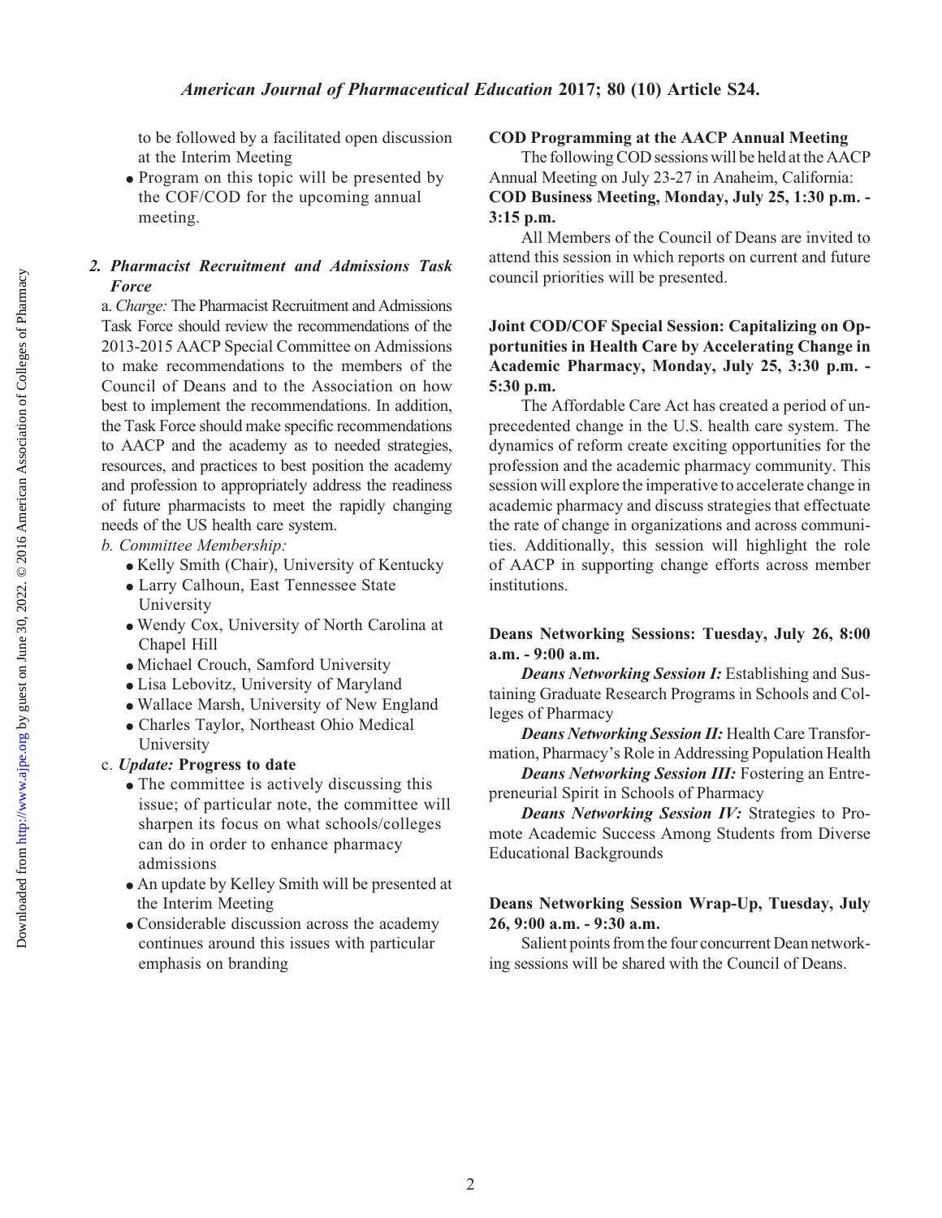to be followed by a facilitated open discussion at the Interim Meeting

- Program on this topic will be presented by the COF/COD for the upcoming annual meeting.

### *2. Pharmacist Recruitment and Admissions Task Force*

a. *Charge:* The Pharmacist Recruitment and Admissions Task Force should review the recommendations of the 2013-2015 AACP Special Committee on Admissions to make recommendations to the members of the Council of Deans and to the Association on how best to implement the recommendations. In addition, the Task Force should make specific recommendations to AACP and the academy as to needed strategies, resources, and practices to best position the academy and profession to appropriately address the readiness of future pharmacists to meet the rapidly changing needs of the US health care system.

b. *Committee Membership:*

- Kelly Smith (Chair), University of Kentucky
- Larry Calhoun, East Tennessee State University
- Wendy Cox, University of North Carolina at Chapel Hill
- Michael Crouch, Samford University
- Lisa Lebovitz, University of Maryland
- Wallace Marsh, University of New England
- Charles Taylor, Northeast Ohio Medical University

c. ***Update:* Progress to date**

- The committee is actively discussing this issue; of particular note, the committee will sharpen its focus on what schools/colleges can do in order to enhance pharmacy admissions
- An update by Kelley Smith will be presented at the Interim Meeting
- Considerable discussion across the academy continues around this issues with particular emphasis on branding

### COD Programming at the AACP Annual Meeting

The following COD sessions will be held at the AACP Annual Meeting on July 23-27 in Anaheim, California:

**COD Business Meeting, Monday, July 25, 1:30 p.m. - 3:15 p.m.**

All Members of the Council of Deans are invited to attend this session in which reports on current and future council priorities will be presented.

### Joint COD/COF Special Session: Capitalizing on Opportunities in Health Care by Accelerating Change in Academic Pharmacy, Monday, July 25, 3:30 p.m. - 5:30 p.m.

The Affordable Care Act has created a period of unprecedented change in the U.S. health care system. The dynamics of reform create exciting opportunities for the profession and the academic pharmacy community. This session will explore the imperative to accelerate change in academic pharmacy and discuss strategies that effectuate the rate of change in organizations and across communities. Additionally, this session will highlight the role of AACP in supporting change efforts across member institutions.

### Deans Networking Sessions: Tuesday, July 26, 8:00 a.m. - 9:00 a.m.

***Deans Networking Session I:*** Establishing and Sustaining Graduate Research Programs in Schools and Colleges of Pharmacy

***Deans Networking Session II:*** Health Care Transformation, Pharmacy's Role in Addressing Population Health

***Deans Networking Session III:*** Fostering an Entrepreneurial Spirit in Schools of Pharmacy

***Deans Networking Session IV:*** Strategies to Promote Academic Success Among Students from Diverse Educational Backgrounds

### Deans Networking Session Wrap-Up, Tuesday, July 26, 9:00 a.m. - 9:30 a.m.

Salient points from the four concurrent Dean networking sessions will be shared with the Council of Deans.